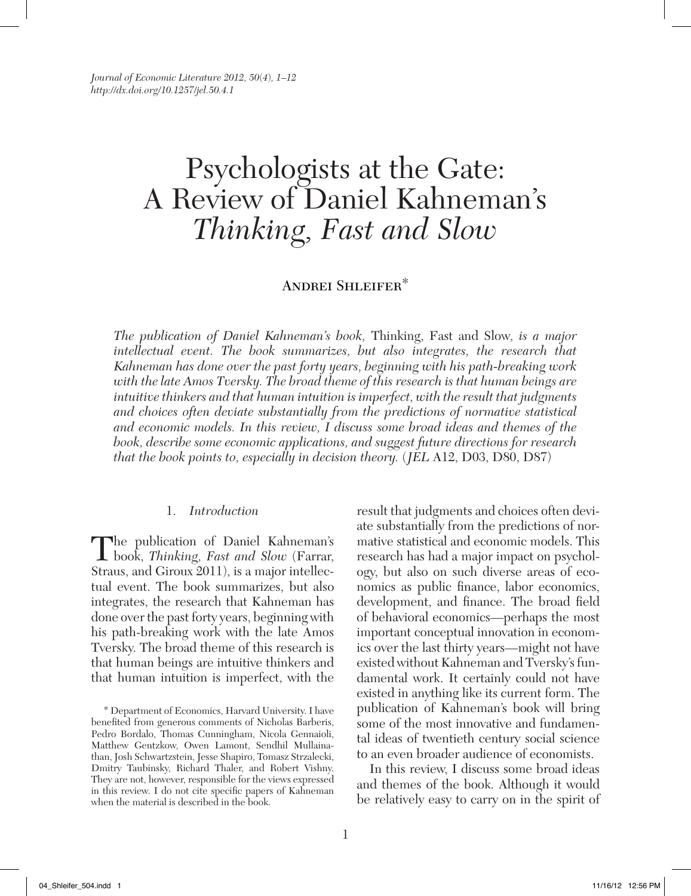# Psychologists at the Gate: A Review of Daniel Kahneman's *Thinking, Fast and Slow*

Andrei Shleifer*

*The publication of Daniel Kahneman's book,* Thinking, Fast and Slow, *is a major intellectual event. The book summarizes, but also integrates, the research that Kahneman has done over the past forty years, beginning with his path-breaking work with the late Amos Tversky. The broad theme of this research is that human beings are intuitive thinkers and that human intuition is imperfect, with the result that judgments and choices often deviate substantially from the predictions of normative statistical and economic models. In this review, I discuss some broad ideas and themes of the book, describe some economic applications, and suggest future directions for research that the book points to, especially in decision theory.* (*JEL* A12, D03, D80, D87)

## 1. *Introduction*

The publication of Daniel Kahneman's book, *Thinking, Fast and Slow* (Farrar, Straus, and Giroux 2011), is a major intellectual event. The book summarizes, but also integrates, the research that Kahneman has done over the past forty years, beginning with his path-breaking work with the late Amos Tversky. The broad theme of this research is that human beings are intuitive thinkers and that human intuition is imperfect, with the result that judgments and choices often deviate substantially from the predictions of normative statistical and economic models. This research has had a major impact on psychology, but also on such diverse areas of economics as public finance, labor economics, development, and finance. The broad field of behavioral economics—perhaps the most important conceptual innovation in economics over the last thirty years—might not have existed without Kahneman and Tversky's fundamental work. It certainly could not have existed in anything like its current form. The publication of Kahneman's book will bring some of the most innovative and fundamental ideas of twentieth century social science to an even broader audience of economists.

In this review, I discuss some broad ideas and themes of the book. Although it would be relatively easy to carry on in the spirit of

\* Department of Economics, Harvard University. I have benefited from generous comments of Nicholas Barberis, Pedro Bordalo, Thomas Cunningham, Nicola Gennaioli, Matthew Gentzkow, Owen Lamont, Sendhil Mullainathan, Josh Schwartzstein, Jesse Shapiro, Tomasz Strzalecki, Dmitry Taubinsky, Richard Thaler, and Robert Vishny. They are not, however, responsible for the views expressed in this review. I do not cite specific papers of Kahneman when the material is described in the book.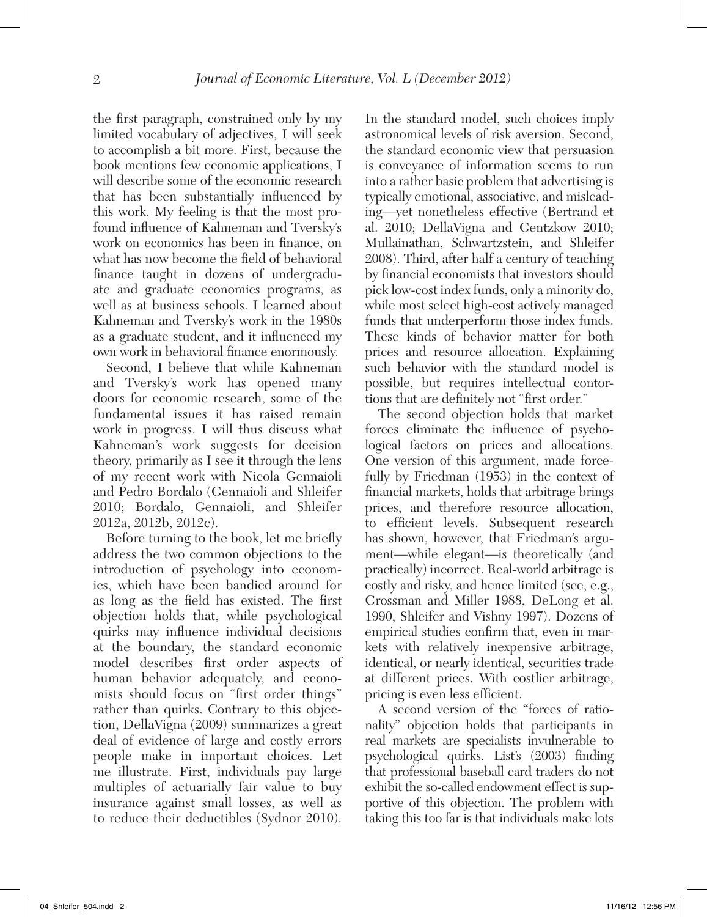the first paragraph, constrained only by my limited vocabulary of adjectives, I will seek to accomplish a bit more. First, because the book mentions few economic applications, I will describe some of the economic research that has been substantially influenced by this work. My feeling is that the most profound influence of Kahneman and Tversky's work on economics has been in finance, on what has now become the field of behavioral finance taught in dozens of undergraduate and graduate economics programs, as well as at business schools. I learned about Kahneman and Tversky's work in the 1980s as a graduate student, and it influenced my own work in behavioral finance enormously.

Second, I believe that while Kahneman and Tversky's work has opened many doors for economic research, some of the fundamental issues it has raised remain work in progress. I will thus discuss what Kahneman's work suggests for decision theory, primarily as I see it through the lens of my recent work with Nicola Gennaioli and Pedro Bordalo (Gennaioli and Shleifer 2010; Bordalo, Gennaioli, and Shleifer 2012a, 2012b, 2012c).

Before turning to the book, let me briefly address the two common objections to the introduction of psychology into economics, which have been bandied around for as long as the field has existed. The first objection holds that, while psychological quirks may influence individual decisions at the boundary, the standard economic model describes first order aspects of human behavior adequately, and economists should focus on "first order things" rather than quirks. Contrary to this objection, DellaVigna (2009) summarizes a great deal of evidence of large and costly errors people make in important choices. Let me illustrate. First, individuals pay large multiples of actuarially fair value to buy insurance against small losses, as well as to reduce their deductibles (Sydnor 2010). In the standard model, such choices imply astronomical levels of risk aversion. Second, the standard economic view that persuasion is conveyance of information seems to run into a rather basic problem that advertising is typically emotional, associative, and misleading—yet nonetheless effective (Bertrand et al. 2010; DellaVigna and Gentzkow 2010; Mullainathan, Schwartzstein, and Shleifer 2008). Third, after half a century of teaching by financial economists that investors should pick low-cost index funds, only a minority do, while most select high-cost actively managed funds that underperform those index funds. These kinds of behavior matter for both prices and resource allocation. Explaining such behavior with the standard model is possible, but requires intellectual contortions that are definitely not "first order."

The second objection holds that market forces eliminate the influence of psychological factors on prices and allocations. One version of this argument, made forcefully by Friedman (1953) in the context of financial markets, holds that arbitrage brings prices, and therefore resource allocation, to efficient levels. Subsequent research has shown, however, that Friedman's argument—while elegant—is theoretically (and practically) incorrect. Real-world arbitrage is costly and risky, and hence limited (see, e.g., Grossman and Miller 1988, DeLong et al. 1990, Shleifer and Vishny 1997). Dozens of empirical studies confirm that, even in markets with relatively inexpensive arbitrage, identical, or nearly identical, securities trade at different prices. With costlier arbitrage, pricing is even less efficient.

A second version of the "forces of rationality" objection holds that participants in real markets are specialists invulnerable to psychological quirks. List's (2003) finding that professional baseball card traders do not exhibit the so-called endowment effect is supportive of this objection. The problem with taking this too far is that individuals make lots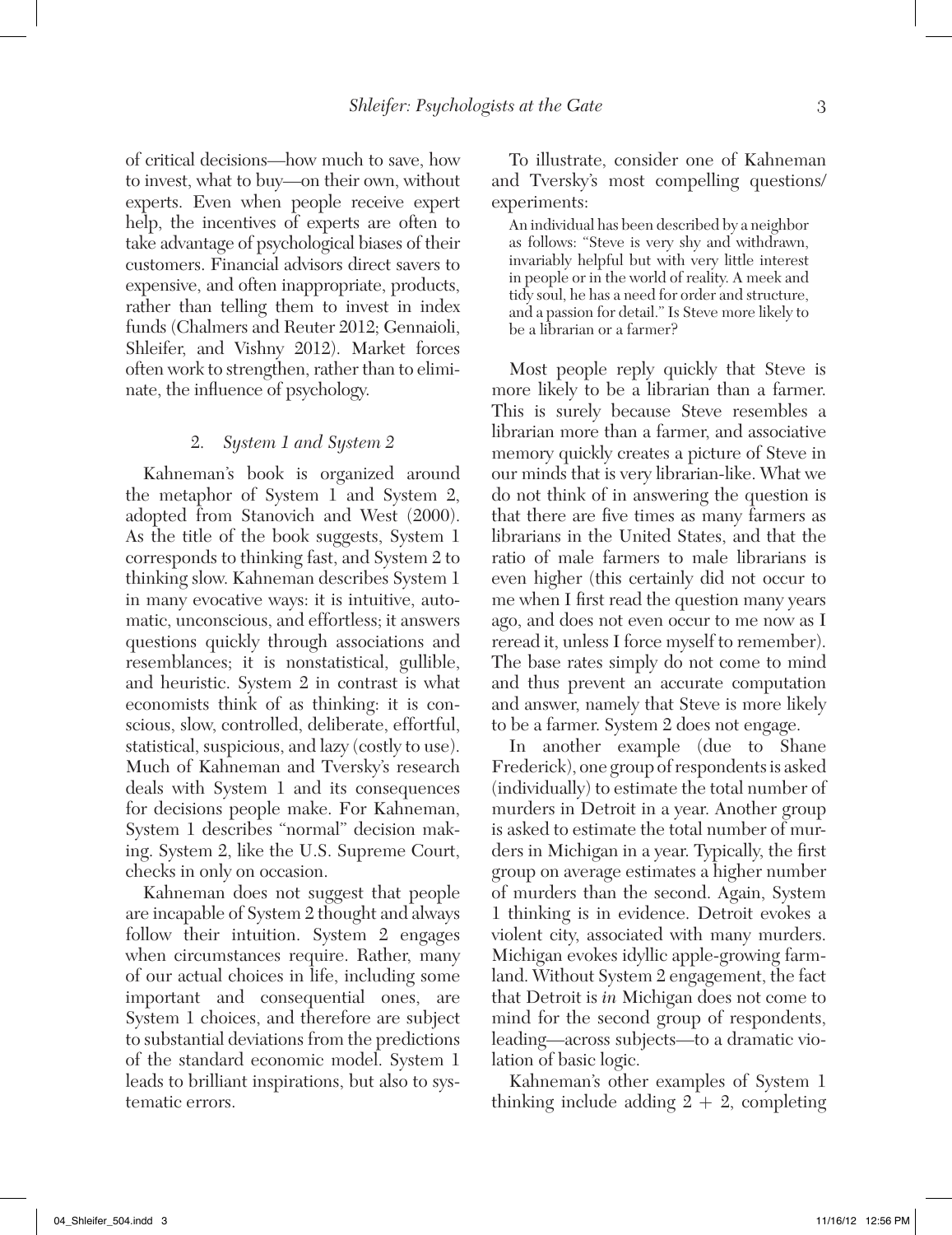of critical decisions—how much to save, how to invest, what to buy—on their own, without experts. Even when people receive expert help, the incentives of experts are often to take advantage of psychological biases of their customers. Financial advisors direct savers to expensive, and often inappropriate, products, rather than telling them to invest in index funds (Chalmers and Reuter 2012; Gennaioli, Shleifer, and Vishny 2012). Market forces often work to strengthen, rather than to eliminate, the influence of psychology.

## 2. *System 1 and System 2*

Kahneman's book is organized around the metaphor of System 1 and System 2, adopted from Stanovich and West (2000). As the title of the book suggests, System 1 corresponds to thinking fast, and System 2 to thinking slow. Kahneman describes System 1 in many evocative ways: it is intuitive, automatic, unconscious, and effortless; it answers questions quickly through associations and resemblances; it is nonstatistical, gullible, and heuristic. System 2 in contrast is what economists think of as thinking: it is conscious, slow, controlled, deliberate, effortful, statistical, suspicious, and lazy (costly to use). Much of Kahneman and Tversky's research deals with System 1 and its consequences for decisions people make. For Kahneman, System 1 describes "normal" decision making. System 2, like the U.S. Supreme Court, checks in only on occasion.

Kahneman does not suggest that people are incapable of System 2 thought and always follow their intuition. System 2 engages when circumstances require. Rather, many of our actual choices in life, including some important and consequential ones, are System 1 choices, and therefore are subject to substantial deviations from the predictions of the standard economic model. System 1 leads to brilliant inspirations, but also to systematic errors.

To illustrate, consider one of Kahneman and Tversky's most compelling questions/experiments:

> An individual has been described by a neighbor as follows: "Steve is very shy and withdrawn, invariably helpful but with very little interest in people or in the world of reality. A meek and tidy soul, he has a need for order and structure, and a passion for detail." Is Steve more likely to be a librarian or a farmer?

Most people reply quickly that Steve is more likely to be a librarian than a farmer. This is surely because Steve resembles a librarian more than a farmer, and associative memory quickly creates a picture of Steve in our minds that is very librarian-like. What we do not think of in answering the question is that there are five times as many farmers as librarians in the United States, and that the ratio of male farmers to male librarians is even higher (this certainly did not occur to me when I first read the question many years ago, and does not even occur to me now as I reread it, unless I force myself to remember). The base rates simply do not come to mind and thus prevent an accurate computation and answer, namely that Steve is more likely to be a farmer. System 2 does not engage.

In another example (due to Shane Frederick), one group of respondents is asked (individually) to estimate the total number of murders in Detroit in a year. Another group is asked to estimate the total number of murders in Michigan in a year. Typically, the first group on average estimates a higher number of murders than the second. Again, System 1 thinking is in evidence. Detroit evokes a violent city, associated with many murders. Michigan evokes idyllic apple-growing farmland. Without System 2 engagement, the fact that Detroit is *in* Michigan does not come to mind for the second group of respondents, leading—across subjects—to a dramatic violation of basic logic.

Kahneman's other examples of System 1 thinking include adding 2 + 2, completing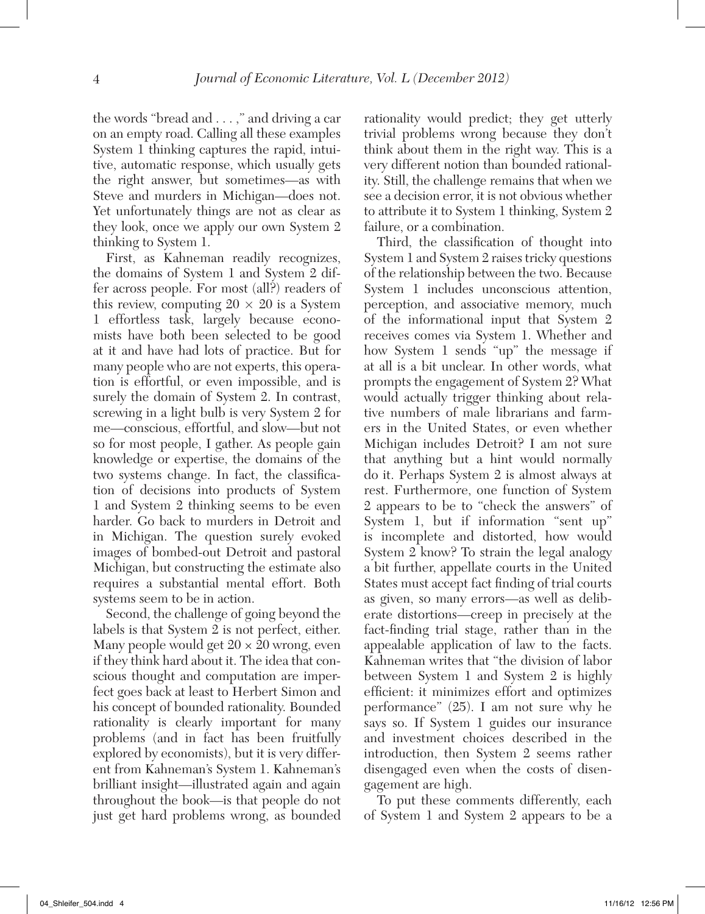the words "bread and . . . ," and driving a car on an empty road. Calling all these examples System 1 thinking captures the rapid, intuitive, automatic response, which usually gets the right answer, but sometimes—as with Steve and murders in Michigan—does not. Yet unfortunately things are not as clear as they look, once we apply our own System 2 thinking to System 1.

First, as Kahneman readily recognizes, the domains of System 1 and System 2 differ across people. For most (all?) readers of this review, computing $20 \times 20$ is a System 1 effortless task, largely because economists have both been selected to be good at it and have had lots of practice. But for many people who are not experts, this operation is effortful, or even impossible, and is surely the domain of System 2. In contrast, screwing in a light bulb is very System 2 for me—conscious, effortful, and slow—but not so for most people, I gather. As people gain knowledge or expertise, the domains of the two systems change. In fact, the classification of decisions into products of System 1 and System 2 thinking seems to be even harder. Go back to murders in Detroit and in Michigan. The question surely evoked images of bombed-out Detroit and pastoral Michigan, but constructing the estimate also requires a substantial mental effort. Both systems seem to be in action.

Second, the challenge of going beyond the labels is that System 2 is not perfect, either. Many people would get $20 \times 20$ wrong, even if they think hard about it. The idea that conscious thought and computation are imperfect goes back at least to Herbert Simon and his concept of bounded rationality. Bounded rationality is clearly important for many problems (and in fact has been fruitfully explored by economists), but it is very different from Kahneman's System 1. Kahneman's brilliant insight—illustrated again and again throughout the book—is that people do not just get hard problems wrong, as bounded rationality would predict; they get utterly trivial problems wrong because they don't think about them in the right way. This is a very different notion than bounded rationality. Still, the challenge remains that when we see a decision error, it is not obvious whether to attribute it to System 1 thinking, System 2 failure, or a combination.

Third, the classification of thought into System 1 and System 2 raises tricky questions of the relationship between the two. Because System 1 includes unconscious attention, perception, and associative memory, much of the informational input that System 2 receives comes via System 1. Whether and how System 1 sends "up" the message if at all is a bit unclear. In other words, what prompts the engagement of System 2? What would actually trigger thinking about relative numbers of male librarians and farmers in the United States, or even whether Michigan includes Detroit? I am not sure that anything but a hint would normally do it. Perhaps System 2 is almost always at rest. Furthermore, one function of System 2 appears to be to "check the answers" of System 1, but if information "sent up" is incomplete and distorted, how would System 2 know? To strain the legal analogy a bit further, appellate courts in the United States must accept fact finding of trial courts as given, so many errors—as well as deliberate distortions—creep in precisely at the fact-finding trial stage, rather than in the appealable application of law to the facts. Kahneman writes that "the division of labor between System 1 and System 2 is highly efficient: it minimizes effort and optimizes performance" (25). I am not sure why he says so. If System 1 guides our insurance and investment choices described in the introduction, then System 2 seems rather disengaged even when the costs of disengagement are high.

To put these comments differently, each of System 1 and System 2 appears to be a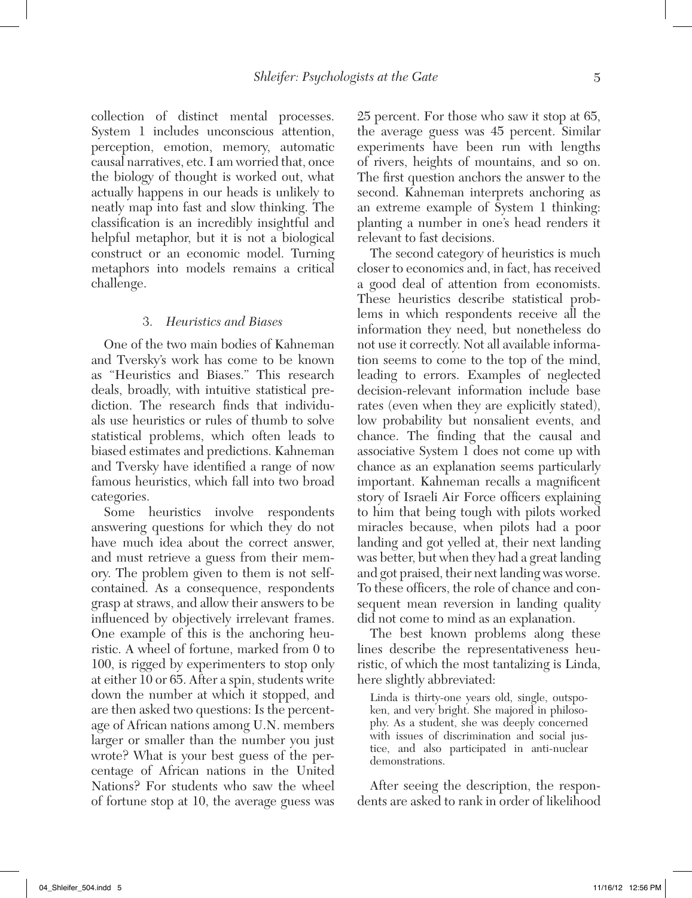collection of distinct mental processes. System 1 includes unconscious attention, perception, emotion, memory, automatic causal narratives, etc. I am worried that, once the biology of thought is worked out, what actually happens in our heads is unlikely to neatly map into fast and slow thinking. The classification is an incredibly insightful and helpful metaphor, but it is not a biological construct or an economic model. Turning metaphors into models remains a critical challenge.

### 3. *Heuristics and Biases*

One of the two main bodies of Kahneman and Tversky's work has come to be known as "Heuristics and Biases." This research deals, broadly, with intuitive statistical prediction. The research finds that individuals use heuristics or rules of thumb to solve statistical problems, which often leads to biased estimates and predictions. Kahneman and Tversky have identified a range of now famous heuristics, which fall into two broad categories.

Some heuristics involve respondents answering questions for which they do not have much idea about the correct answer, and must retrieve a guess from their memory. The problem given to them is not self-contained. As a consequence, respondents grasp at straws, and allow their answers to be influenced by objectively irrelevant frames. One example of this is the anchoring heuristic. A wheel of fortune, marked from 0 to 100, is rigged by experimenters to stop only at either 10 or 65. After a spin, students write down the number at which it stopped, and are then asked two questions: Is the percentage of African nations among U.N. members larger or smaller than the number you just wrote? What is your best guess of the percentage of African nations in the United Nations? For students who saw the wheel of fortune stop at 10, the average guess was 25 percent. For those who saw it stop at 65, the average guess was 45 percent. Similar experiments have been run with lengths of rivers, heights of mountains, and so on. The first question anchors the answer to the second. Kahneman interprets anchoring as an extreme example of System 1 thinking: planting a number in one's head renders it relevant to fast decisions.

The second category of heuristics is much closer to economics and, in fact, has received a good deal of attention from economists. These heuristics describe statistical problems in which respondents receive all the information they need, but nonetheless do not use it correctly. Not all available information seems to come to the top of the mind, leading to errors. Examples of neglected decision-relevant information include base rates (even when they are explicitly stated), low probability but nonsalient events, and chance. The finding that the causal and associative System 1 does not come up with chance as an explanation seems particularly important. Kahneman recalls a magnificent story of Israeli Air Force officers explaining to him that being tough with pilots worked miracles because, when pilots had a poor landing and got yelled at, their next landing was better, but when they had a great landing and got praised, their next landing was worse. To these officers, the role of chance and consequent mean reversion in landing quality did not come to mind as an explanation.

The best known problems along these lines describe the representativeness heuristic, of which the most tantalizing is Linda, here slightly abbreviated:

> Linda is thirty-one years old, single, outspoken, and very bright. She majored in philosophy. As a student, she was deeply concerned with issues of discrimination and social justice, and also participated in anti-nuclear demonstrations.

After seeing the description, the respondents are asked to rank in order of likelihood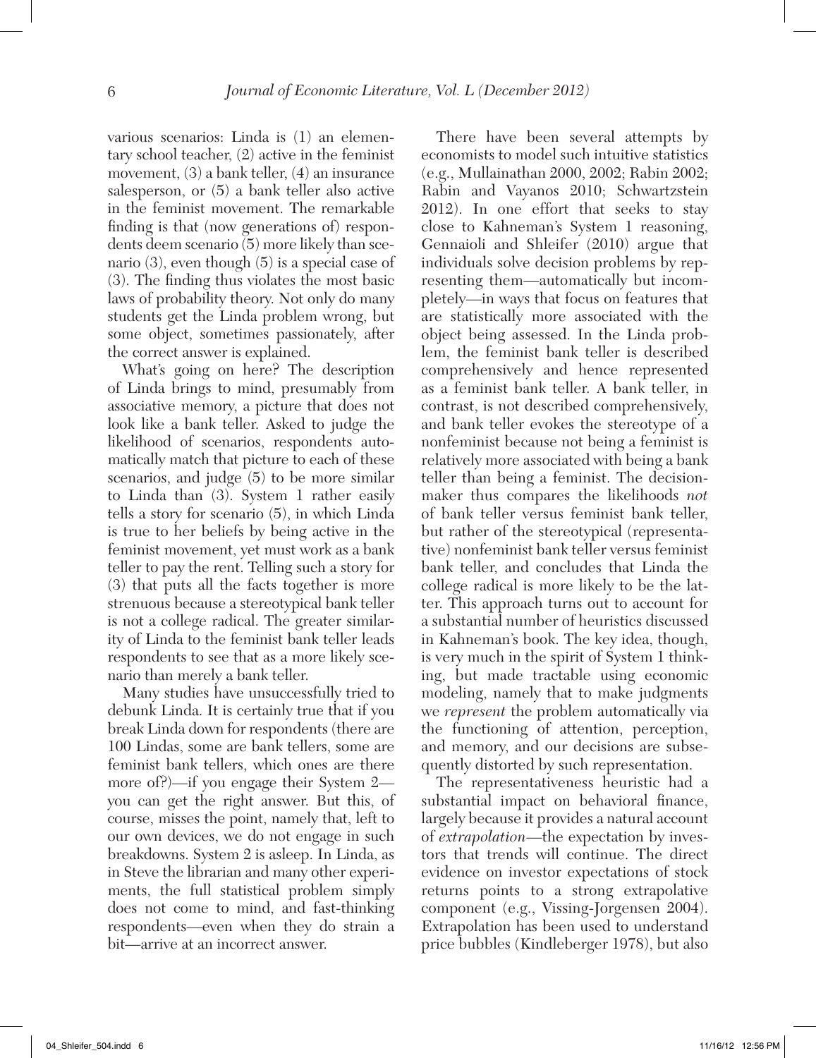various scenarios: Linda is (1) an elementary school teacher, (2) active in the feminist movement, (3) a bank teller, (4) an insurance salesperson, or (5) a bank teller also active in the feminist movement. The remarkable finding is that (now generations of) respondents deem scenario (5) more likely than scenario (3), even though (5) is a special case of (3). The finding thus violates the most basic laws of probability theory. Not only do many students get the Linda problem wrong, but some object, sometimes passionately, after the correct answer is explained.

What's going on here? The description of Linda brings to mind, presumably from associative memory, a picture that does not look like a bank teller. Asked to judge the likelihood of scenarios, respondents automatically match that picture to each of these scenarios, and judge (5) to be more similar to Linda than (3). System 1 rather easily tells a story for scenario (5), in which Linda is true to her beliefs by being active in the feminist movement, yet must work as a bank teller to pay the rent. Telling such a story for (3) that puts all the facts together is more strenuous because a stereotypical bank teller is not a college radical. The greater similarity of Linda to the feminist bank teller leads respondents to see that as a more likely scenario than merely a bank teller.

Many studies have unsuccessfully tried to debunk Linda. It is certainly true that if you break Linda down for respondents (there are 100 Lindas, some are bank tellers, some are feminist bank tellers, which ones are there more of?)—if you engage their System 2—you can get the right answer. But this, of course, misses the point, namely that, left to our own devices, we do not engage in such breakdowns. System 2 is asleep. In Linda, as in Steve the librarian and many other experiments, the full statistical problem simply does not come to mind, and fast-thinking respondents—even when they do strain a bit—arrive at an incorrect answer.

There have been several attempts by economists to model such intuitive statistics (e.g., Mullainathan 2000, 2002; Rabin 2002; Rabin and Vayanos 2010; Schwartzstein 2012). In one effort that seeks to stay close to Kahneman's System 1 reasoning, Gennaioli and Shleifer (2010) argue that individuals solve decision problems by representing them—automatically but incompletely—in ways that focus on features that are statistically more associated with the object being assessed. In the Linda problem, the feminist bank teller is described comprehensively and hence represented as a feminist bank teller. A bank teller, in contrast, is not described comprehensively, and bank teller evokes the stereotype of a nonfeminist because not being a feminist is relatively more associated with being a bank teller than being a feminist. The decision-maker thus compares the likelihoods *not* of bank teller versus feminist bank teller, but rather of the stereotypical (representative) nonfeminist bank teller versus feminist bank teller, and concludes that Linda the college radical is more likely to be the latter. This approach turns out to account for a substantial number of heuristics discussed in Kahneman's book. The key idea, though, is very much in the spirit of System 1 thinking, but made tractable using economic modeling, namely that to make judgments we *represent* the problem automatically via the functioning of attention, perception, and memory, and our decisions are subsequently distorted by such representation.

The representativeness heuristic had a substantial impact on behavioral finance, largely because it provides a natural account of *extrapolation*—the expectation by investors that trends will continue. The direct evidence on investor expectations of stock returns points to a strong extrapolative component (e.g., Vissing-Jorgensen 2004). Extrapolation has been used to understand price bubbles (Kindleberger 1978), but also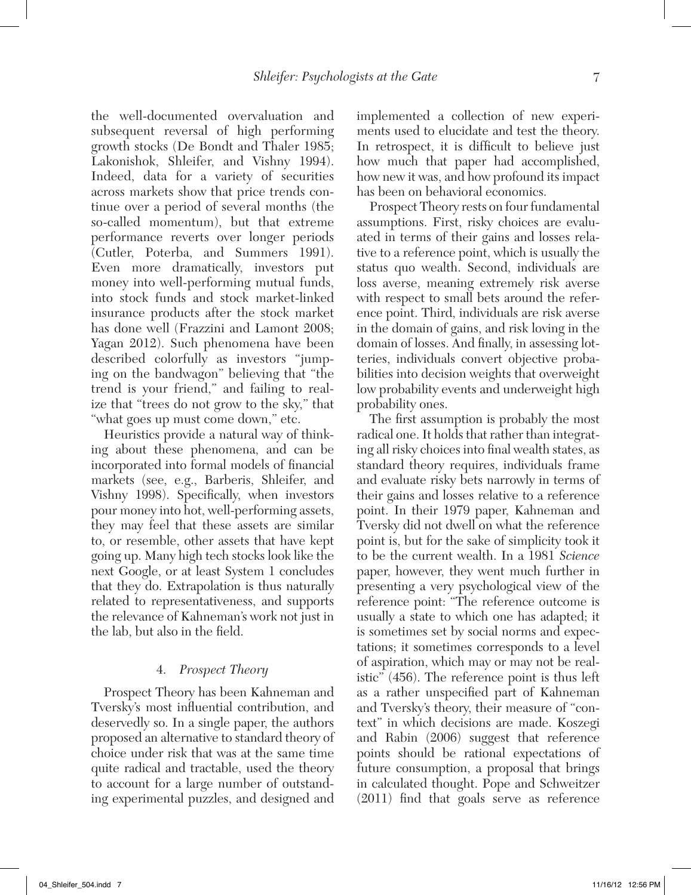the well-documented overvaluation and subsequent reversal of high performing growth stocks (De Bondt and Thaler 1985; Lakonishok, Shleifer, and Vishny 1994). Indeed, data for a variety of securities across markets show that price trends continue over a period of several months (the so-called momentum), but that extreme performance reverts over longer periods (Cutler, Poterba, and Summers 1991). Even more dramatically, investors put money into well-performing mutual funds, into stock funds and stock market-linked insurance products after the stock market has done well (Frazzini and Lamont 2008; Yagan 2012). Such phenomena have been described colorfully as investors "jumping on the bandwagon" believing that "the trend is your friend," and failing to realize that "trees do not grow to the sky," that "what goes up must come down," etc.

Heuristics provide a natural way of thinking about these phenomena, and can be incorporated into formal models of financial markets (see, e.g., Barberis, Shleifer, and Vishny 1998). Specifically, when investors pour money into hot, well-performing assets, they may feel that these assets are similar to, or resemble, other assets that have kept going up. Many high tech stocks look like the next Google, or at least System 1 concludes that they do. Extrapolation is thus naturally related to representativeness, and supports the relevance of Kahneman's work not just in the lab, but also in the field.

## 4. *Prospect Theory*

Prospect Theory has been Kahneman and Tversky's most influential contribution, and deservedly so. In a single paper, the authors proposed an alternative to standard theory of choice under risk that was at the same time quite radical and tractable, used the theory to account for a large number of outstanding experimental puzzles, and designed and implemented a collection of new experiments used to elucidate and test the theory. In retrospect, it is difficult to believe just how much that paper had accomplished, how new it was, and how profound its impact has been on behavioral economics.

Prospect Theory rests on four fundamental assumptions. First, risky choices are evaluated in terms of their gains and losses relative to a reference point, which is usually the status quo wealth. Second, individuals are loss averse, meaning extremely risk averse with respect to small bets around the reference point. Third, individuals are risk averse in the domain of gains, and risk loving in the domain of losses. And finally, in assessing lotteries, individuals convert objective probabilities into decision weights that overweight low probability events and underweight high probability ones.

The first assumption is probably the most radical one. It holds that rather than integrating all risky choices into final wealth states, as standard theory requires, individuals frame and evaluate risky bets narrowly in terms of their gains and losses relative to a reference point. In their 1979 paper, Kahneman and Tversky did not dwell on what the reference point is, but for the sake of simplicity took it to be the current wealth. In a 1981 *Science* paper, however, they went much further in presenting a very psychological view of the reference point: "The reference outcome is usually a state to which one has adapted; it is sometimes set by social norms and expectations; it sometimes corresponds to a level of aspiration, which may or may not be realistic" (456). The reference point is thus left as a rather unspecified part of Kahneman and Tversky's theory, their measure of "context" in which decisions are made. Koszegi and Rabin (2006) suggest that reference points should be rational expectations of future consumption, a proposal that brings in calculated thought. Pope and Schweitzer (2011) find that goals serve as reference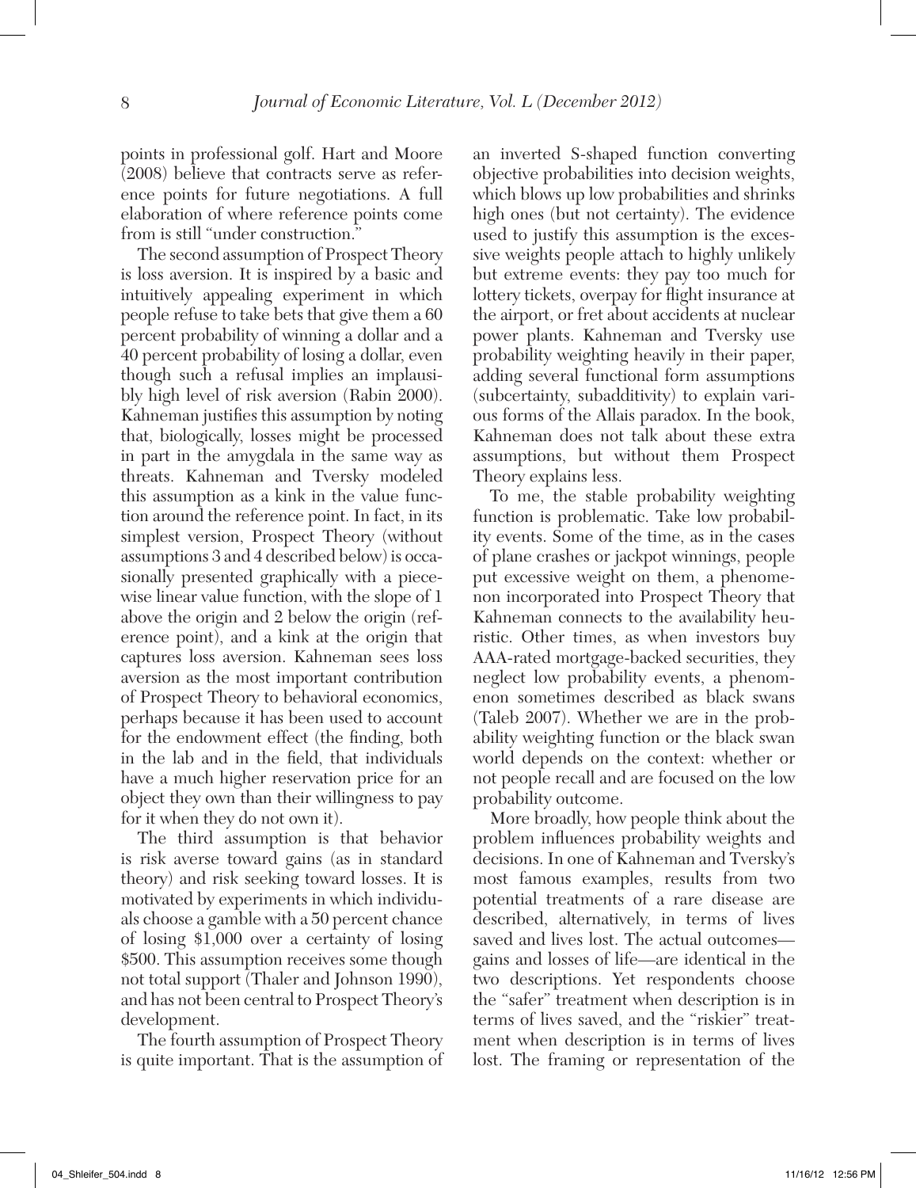points in professional golf. Hart and Moore (2008) believe that contracts serve as reference points for future negotiations. A full elaboration of where reference points come from is still "under construction."

The second assumption of Prospect Theory is loss aversion. It is inspired by a basic and intuitively appealing experiment in which people refuse to take bets that give them a 60 percent probability of winning a dollar and a 40 percent probability of losing a dollar, even though such a refusal implies an implausibly high level of risk aversion (Rabin 2000). Kahneman justifies this assumption by noting that, biologically, losses might be processed in part in the amygdala in the same way as threats. Kahneman and Tversky modeled this assumption as a kink in the value function around the reference point. In fact, in its simplest version, Prospect Theory (without assumptions 3 and 4 described below) is occasionally presented graphically with a piecewise linear value function, with the slope of 1 above the origin and 2 below the origin (reference point), and a kink at the origin that captures loss aversion. Kahneman sees loss aversion as the most important contribution of Prospect Theory to behavioral economics, perhaps because it has been used to account for the endowment effect (the finding, both in the lab and in the field, that individuals have a much higher reservation price for an object they own than their willingness to pay for it when they do not own it).

The third assumption is that behavior is risk averse toward gains (as in standard theory) and risk seeking toward losses. It is motivated by experiments in which individuals choose a gamble with a 50 percent chance of losing \$1,000 over a certainty of losing \$500. This assumption receives some though not total support (Thaler and Johnson 1990), and has not been central to Prospect Theory's development.

The fourth assumption of Prospect Theory is quite important. That is the assumption of an inverted S-shaped function converting objective probabilities into decision weights, which blows up low probabilities and shrinks high ones (but not certainty). The evidence used to justify this assumption is the excessive weights people attach to highly unlikely but extreme events: they pay too much for lottery tickets, overpay for flight insurance at the airport, or fret about accidents at nuclear power plants. Kahneman and Tversky use probability weighting heavily in their paper, adding several functional form assumptions (subcertainty, subadditivity) to explain various forms of the Allais paradox. In the book, Kahneman does not talk about these extra assumptions, but without them Prospect Theory explains less.

To me, the stable probability weighting function is problematic. Take low probability events. Some of the time, as in the cases of plane crashes or jackpot winnings, people put excessive weight on them, a phenomenon incorporated into Prospect Theory that Kahneman connects to the availability heuristic. Other times, as when investors buy AAA-rated mortgage-backed securities, they neglect low probability events, a phenomenon sometimes described as black swans (Taleb 2007). Whether we are in the probability weighting function or the black swan world depends on the context: whether or not people recall and are focused on the low probability outcome.

More broadly, how people think about the problem influences probability weights and decisions. In one of Kahneman and Tversky's most famous examples, results from two potential treatments of a rare disease are described, alternatively, in terms of lives saved and lives lost. The actual outcomes—gains and losses of life—are identical in the two descriptions. Yet respondents choose the "safer" treatment when description is in terms of lives saved, and the "riskier" treatment when description is in terms of lives lost. The framing or representation of the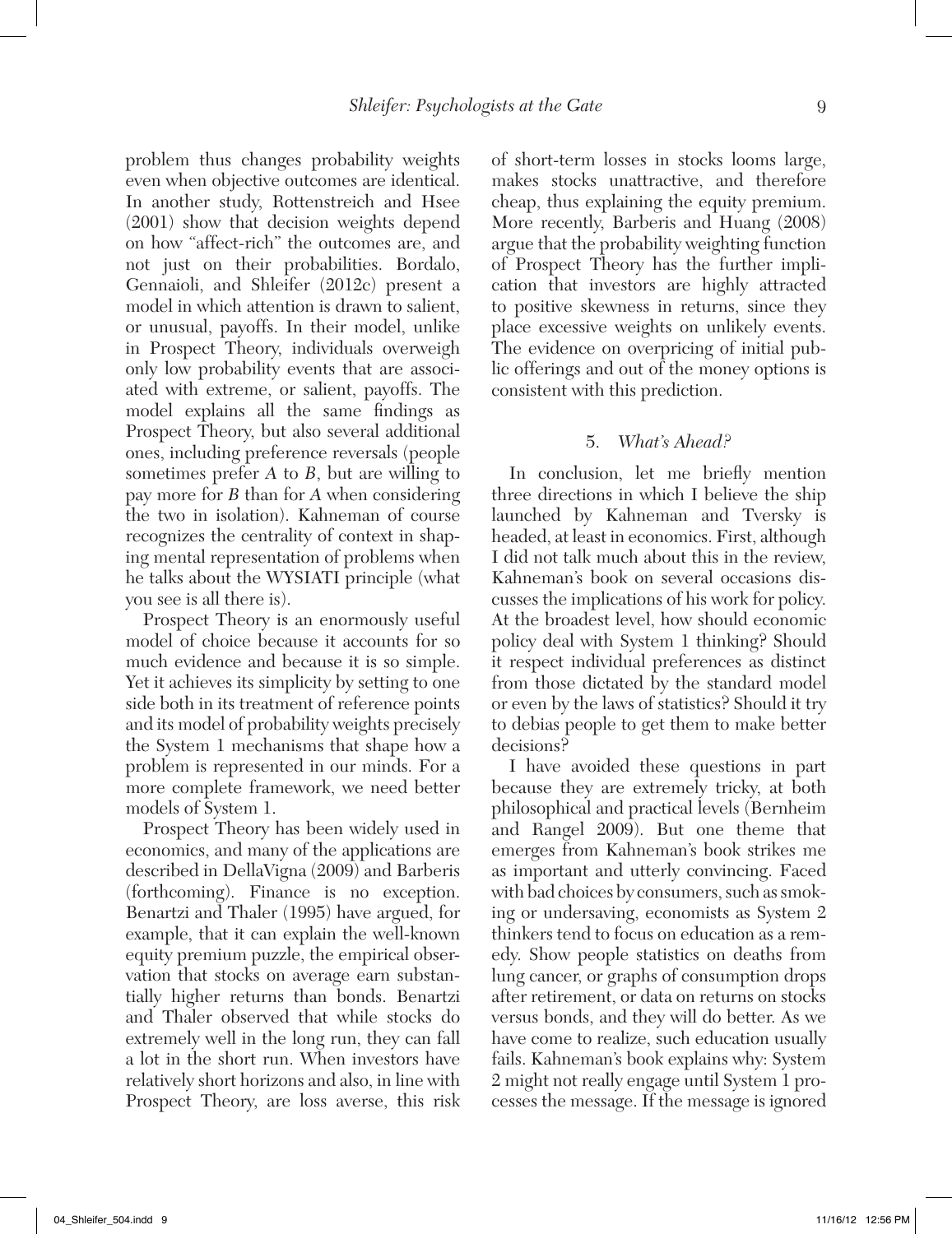problem thus changes probability weights even when objective outcomes are identical. In another study, Rottenstreich and Hsee (2001) show that decision weights depend on how "affect-rich" the outcomes are, and not just on their probabilities. Bordalo, Gennaioli, and Shleifer (2012c) present a model in which attention is drawn to salient, or unusual, payoffs. In their model, unlike in Prospect Theory, individuals overweigh only low probability events that are associated with extreme, or salient, payoffs. The model explains all the same findings as Prospect Theory, but also several additional ones, including preference reversals (people sometimes prefer *A* to *B*, but are willing to pay more for *B* than for *A* when considering the two in isolation). Kahneman of course recognizes the centrality of context in shaping mental representation of problems when he talks about the WYSIATI principle (what you see is all there is).

Prospect Theory is an enormously useful model of choice because it accounts for so much evidence and because it is so simple. Yet it achieves its simplicity by setting to one side both in its treatment of reference points and its model of probability weights precisely the System 1 mechanisms that shape how a problem is represented in our minds. For a more complete framework, we need better models of System 1.

Prospect Theory has been widely used in economics, and many of the applications are described in DellaVigna (2009) and Barberis (forthcoming). Finance is no exception. Benartzi and Thaler (1995) have argued, for example, that it can explain the well-known equity premium puzzle, the empirical observation that stocks on average earn substantially higher returns than bonds. Benartzi and Thaler observed that while stocks do extremely well in the long run, they can fall a lot in the short run. When investors have relatively short horizons and also, in line with Prospect Theory, are loss averse, this risk of short-term losses in stocks looms large, makes stocks unattractive, and therefore cheap, thus explaining the equity premium. More recently, Barberis and Huang (2008) argue that the probability weighting function of Prospect Theory has the further implication that investors are highly attracted to positive skewness in returns, since they place excessive weights on unlikely events. The evidence on overpricing of initial public offerings and out of the money options is consistent with this prediction.

## 5. *What's Ahead?*

In conclusion, let me briefly mention three directions in which I believe the ship launched by Kahneman and Tversky is headed, at least in economics. First, although I did not talk much about this in the review, Kahneman's book on several occasions discusses the implications of his work for policy. At the broadest level, how should economic policy deal with System 1 thinking? Should it respect individual preferences as distinct from those dictated by the standard model or even by the laws of statistics? Should it try to debias people to get them to make better decisions?

I have avoided these questions in part because they are extremely tricky, at both philosophical and practical levels (Bernheim and Rangel 2009). But one theme that emerges from Kahneman's book strikes me as important and utterly convincing. Faced with bad choices by consumers, such as smoking or undersaving, economists as System 2 thinkers tend to focus on education as a remedy. Show people statistics on deaths from lung cancer, or graphs of consumption drops after retirement, or data on returns on stocks versus bonds, and they will do better. As we have come to realize, such education usually fails. Kahneman's book explains why: System 2 might not really engage until System 1 processes the message. If the message is ignored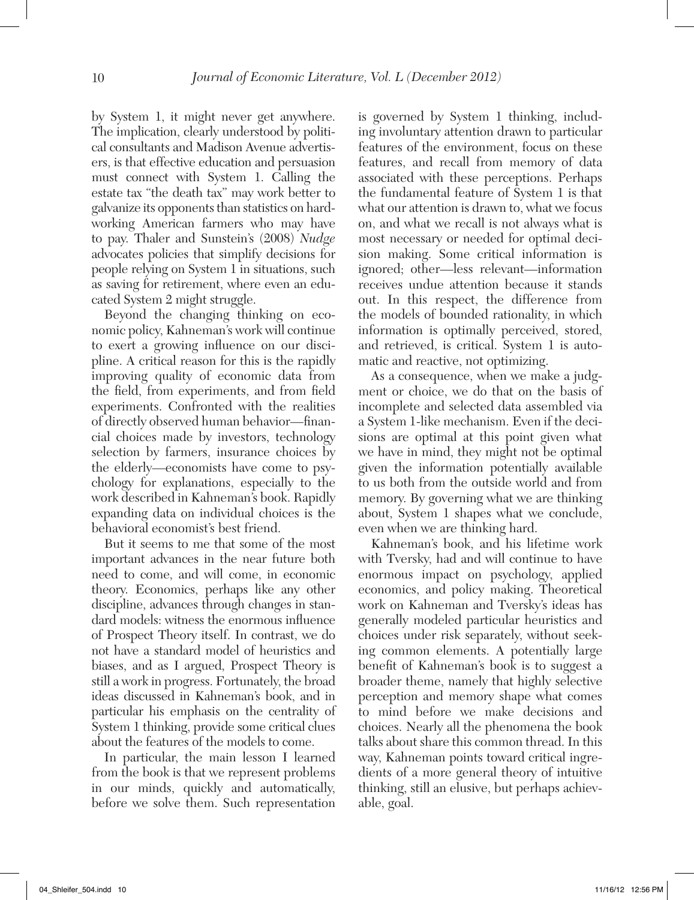by System 1, it might never get anywhere. The implication, clearly understood by political consultants and Madison Avenue advertisers, is that effective education and persuasion must connect with System 1. Calling the estate tax "the death tax" may work better to galvanize its opponents than statistics on hard-working American farmers who may have to pay. Thaler and Sunstein's (2008) *Nudge* advocates policies that simplify decisions for people relying on System 1 in situations, such as saving for retirement, where even an educated System 2 might struggle.

Beyond the changing thinking on economic policy, Kahneman's work will continue to exert a growing influence on our discipline. A critical reason for this is the rapidly improving quality of economic data from the field, from experiments, and from field experiments. Confronted with the realities of directly observed human behavior—financial choices made by investors, technology selection by farmers, insurance choices by the elderly—economists have come to psychology for explanations, especially to the work described in Kahneman's book. Rapidly expanding data on individual choices is the behavioral economist's best friend.

But it seems to me that some of the most important advances in the near future both need to come, and will come, in economic theory. Economics, perhaps like any other discipline, advances through changes in standard models: witness the enormous influence of Prospect Theory itself. In contrast, we do not have a standard model of heuristics and biases, and as I argued, Prospect Theory is still a work in progress. Fortunately, the broad ideas discussed in Kahneman's book, and in particular his emphasis on the centrality of System 1 thinking, provide some critical clues about the features of the models to come.

In particular, the main lesson I learned from the book is that we represent problems in our minds, quickly and automatically, before we solve them. Such representation is governed by System 1 thinking, including involuntary attention drawn to particular features of the environment, focus on these features, and recall from memory of data associated with these perceptions. Perhaps the fundamental feature of System 1 is that what our attention is drawn to, what we focus on, and what we recall is not always what is most necessary or needed for optimal decision making. Some critical information is ignored; other—less relevant—information receives undue attention because it stands out. In this respect, the difference from the models of bounded rationality, in which information is optimally perceived, stored, and retrieved, is critical. System 1 is automatic and reactive, not optimizing.

As a consequence, when we make a judgment or choice, we do that on the basis of incomplete and selected data assembled via a System 1-like mechanism. Even if the decisions are optimal at this point given what we have in mind, they might not be optimal given the information potentially available to us both from the outside world and from memory. By governing what we are thinking about, System 1 shapes what we conclude, even when we are thinking hard.

Kahneman's book, and his lifetime work with Tversky, had and will continue to have enormous impact on psychology, applied economics, and policy making. Theoretical work on Kahneman and Tversky's ideas has generally modeled particular heuristics and choices under risk separately, without seeking common elements. A potentially large benefit of Kahneman's book is to suggest a broader theme, namely that highly selective perception and memory shape what comes to mind before we make decisions and choices. Nearly all the phenomena the book talks about share this common thread. In this way, Kahneman points toward critical ingredients of a more general theory of intuitive thinking, still an elusive, but perhaps achievable, goal.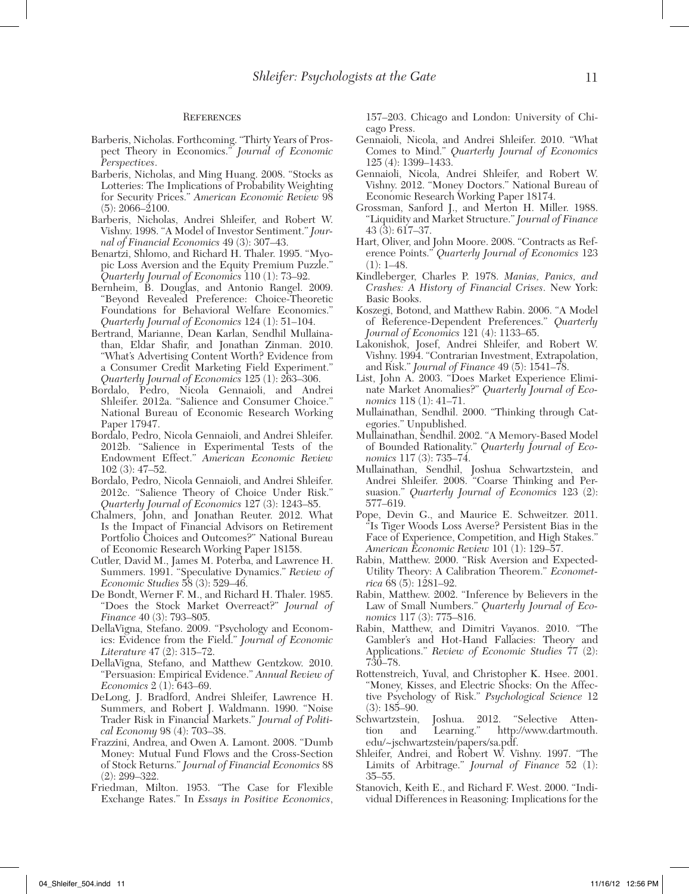## References

Barberis, Nicholas. Forthcoming. "Thirty Years of Prospect Theory in Economics." *Journal of Economic Perspectives*.

Barberis, Nicholas, and Ming Huang. 2008. "Stocks as Lotteries: The Implications of Probability Weighting for Security Prices." *American Economic Review* 98 (5): 2066–2100.

Barberis, Nicholas, Andrei Shleifer, and Robert W. Vishny. 1998. "A Model of Investor Sentiment." *Journal of Financial Economics* 49 (3): 307–43.

Benartzi, Shlomo, and Richard H. Thaler. 1995. "Myopic Loss Aversion and the Equity Premium Puzzle." *Quarterly Journal of Economics* 110 (1): 73–92.

Bernheim, B. Douglas, and Antonio Rangel. 2009. "Beyond Revealed Preference: Choice-Theoretic Foundations for Behavioral Welfare Economics." *Quarterly Journal of Economics* 124 (1): 51–104.

Bertrand, Marianne, Dean Karlan, Sendhil Mullainathan, Eldar Shafir, and Jonathan Zinman. 2010. "What's Advertising Content Worth? Evidence from a Consumer Credit Marketing Field Experiment." *Quarterly Journal of Economics* 125 (1): 263–306.

Bordalo, Pedro, Nicola Gennaioli, and Andrei Shleifer. 2012a. "Salience and Consumer Choice." National Bureau of Economic Research Working Paper 17947.

Bordalo, Pedro, Nicola Gennaioli, and Andrei Shleifer. 2012b. "Salience in Experimental Tests of the Endowment Effect." *American Economic Review* 102 (3): 47–52.

Bordalo, Pedro, Nicola Gennaioli, and Andrei Shleifer. 2012c. "Salience Theory of Choice Under Risk." *Quarterly Journal of Economics* 127 (3): 1243–85.

Chalmers, John, and Jonathan Reuter. 2012. What Is the Impact of Financial Advisors on Retirement Portfolio Choices and Outcomes?" National Bureau of Economic Research Working Paper 18158.

Cutler, David M., James M. Poterba, and Lawrence H. Summers. 1991. "Speculative Dynamics." *Review of Economic Studies* 58 (3): 529–46.

De Bondt, Werner F. M., and Richard H. Thaler. 1985. "Does the Stock Market Overreact?" *Journal of Finance* 40 (3): 793–805.

DellaVigna, Stefano. 2009. "Psychology and Economics: Evidence from the Field." *Journal of Economic Literature* 47 (2): 315–72.

DellaVigna, Stefano, and Matthew Gentzkow. 2010. "Persuasion: Empirical Evidence." *Annual Review of Economics* 2 (1): 643–69.

DeLong, J. Bradford, Andrei Shleifer, Lawrence H. Summers, and Robert J. Waldmann. 1990. "Noise Trader Risk in Financial Markets." *Journal of Political Economy* 98 (4): 703–38.

Frazzini, Andrea, and Owen A. Lamont. 2008. "Dumb Money: Mutual Fund Flows and the Cross-Section of Stock Returns." *Journal of Financial Economics* 88 (2): 299–322.

Friedman, Milton. 1953. "The Case for Flexible Exchange Rates." In *Essays in Positive Economics*, 157–203. Chicago and London: University of Chicago Press.

Gennaioli, Nicola, and Andrei Shleifer. 2010. "What Comes to Mind." *Quarterly Journal of Economics* 125 (4): 1399–1433.

Gennaioli, Nicola, Andrei Shleifer, and Robert W. Vishny. 2012. "Money Doctors." National Bureau of Economic Research Working Paper 18174.

Grossman, Sanford J., and Merton H. Miller. 1988. "Liquidity and Market Structure." *Journal of Finance* 43 (3): 617–37.

Hart, Oliver, and John Moore. 2008. "Contracts as Reference Points." *Quarterly Journal of Economics* 123 (1): 1–48.

Kindleberger, Charles P. 1978. *Manias, Panics, and Crashes: A History of Financial Crises*. New York: Basic Books.

Koszegi, Botond, and Matthew Rabin. 2006. "A Model of Reference-Dependent Preferences." *Quarterly Journal of Economics* 121 (4): 1133–65.

Lakonishok, Josef, Andrei Shleifer, and Robert W. Vishny. 1994. "Contrarian Investment, Extrapolation, and Risk." *Journal of Finance* 49 (5): 1541–78.

List, John A. 2003. "Does Market Experience Eliminate Market Anomalies?" *Quarterly Journal of Economics* 118 (1): 41–71.

Mullainathan, Sendhil. 2000. "Thinking through Categories." Unpublished.

Mullainathan, Sendhil. 2002. "A Memory-Based Model of Bounded Rationality." *Quarterly Journal of Economics* 117 (3): 735–74.

Mullainathan, Sendhil, Joshua Schwartzstein, and Andrei Shleifer. 2008. "Coarse Thinking and Persuasion." *Quarterly Journal of Economics* 123 (2): 577–619.

Pope, Devin G., and Maurice E. Schweitzer. 2011. "Is Tiger Woods Loss Averse? Persistent Bias in the Face of Experience, Competition, and High Stakes." *American Economic Review* 101 (1): 129–57.

Rabin, Matthew. 2000. "Risk Aversion and Expected-Utility Theory: A Calibration Theorem." *Econometrica* 68 (5): 1281–92.

Rabin, Matthew. 2002. "Inference by Believers in the Law of Small Numbers." *Quarterly Journal of Economics* 117 (3): 775–816.

Rabin, Matthew, and Dimitri Vayanos. 2010. "The Gambler's and Hot-Hand Fallacies: Theory and Applications." *Review of Economic Studies* 77 (2): 730–78.

Rottenstreich, Yuval, and Christopher K. Hsee. 2001. "Money, Kisses, and Electric Shocks: On the Affective Psychology of Risk." *Psychological Science* 12 (3): 185–90.

Schwartzstein, Joshua. 2012. "Selective Attention and Learning." http://www.dartmouth.edu/~jschwartzstein/papers/sa.pdf.

Shleifer, Andrei, and Robert W. Vishny. 1997. "The Limits of Arbitrage." *Journal of Finance* 52 (1): 35–55.

Stanovich, Keith E., and Richard F. West. 2000. "Individual Differences in Reasoning: Implications for the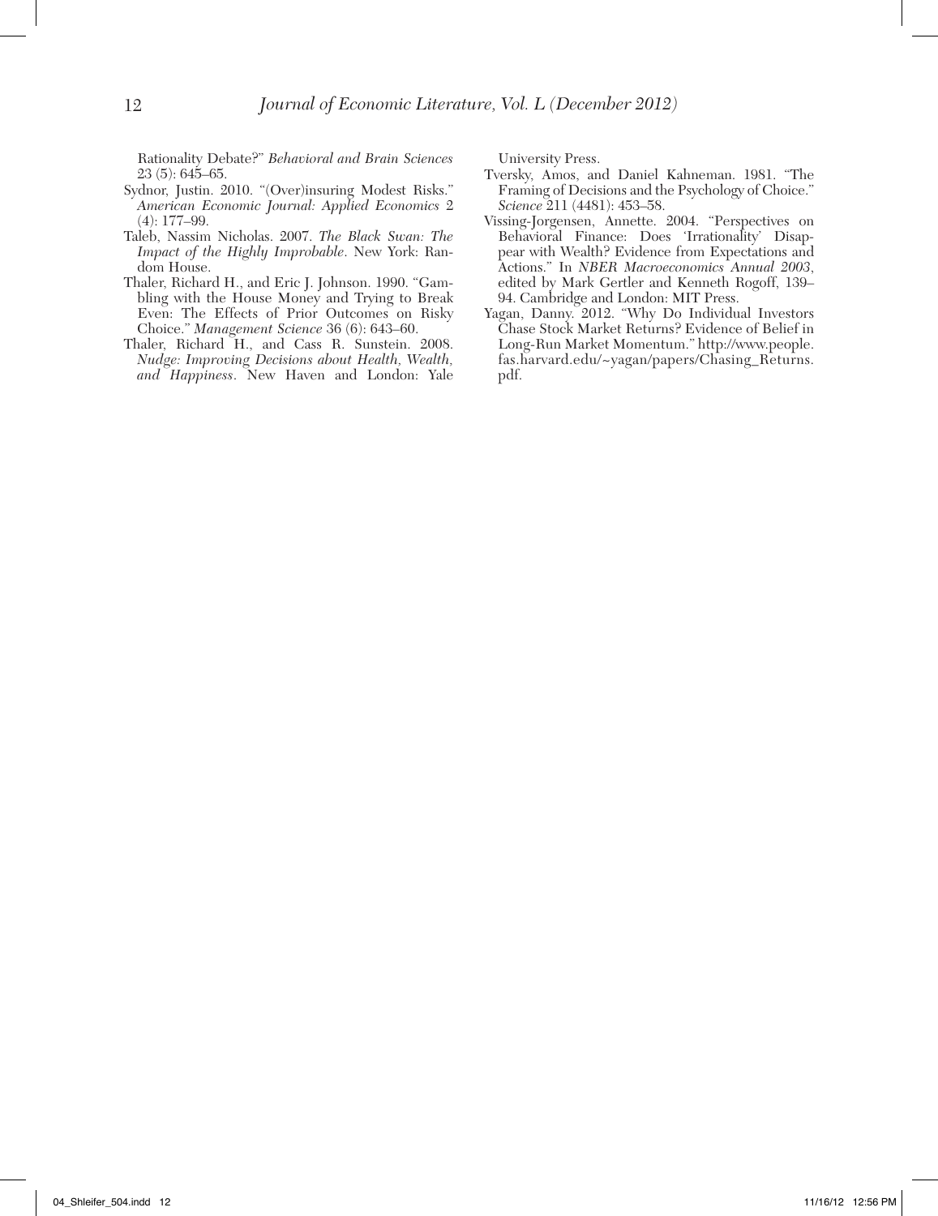Rationality Debate?" *Behavioral and Brain Sciences* 23 (5): 645–65.

Sydnor, Justin. 2010. "(Over)insuring Modest Risks." *American Economic Journal: Applied Economics* 2 (4): 177–99.

Taleb, Nassim Nicholas. 2007. *The Black Swan: The Impact of the Highly Improbable*. New York: Random House.

Thaler, Richard H., and Eric J. Johnson. 1990. "Gambling with the House Money and Trying to Break Even: The Effects of Prior Outcomes on Risky Choice." *Management Science* 36 (6): 643–60.

Thaler, Richard H., and Cass R. Sunstein. 2008. *Nudge: Improving Decisions about Health, Wealth, and Happiness*. New Haven and London: Yale University Press.

Tversky, Amos, and Daniel Kahneman. 1981. "The Framing of Decisions and the Psychology of Choice." *Science* 211 (4481): 453–58.

Vissing-Jorgensen, Annette. 2004. "Perspectives on Behavioral Finance: Does 'Irrationality' Disappear with Wealth? Evidence from Expectations and Actions." In *NBER Macroeconomics Annual 2003*, edited by Mark Gertler and Kenneth Rogoff, 139–94. Cambridge and London: MIT Press.

Yagan, Danny. 2012. "Why Do Individual Investors Chase Stock Market Returns? Evidence of Belief in Long-Run Market Momentum." http://www.people.fas.harvard.edu/~yagan/papers/Chasing_Returns.pdf.